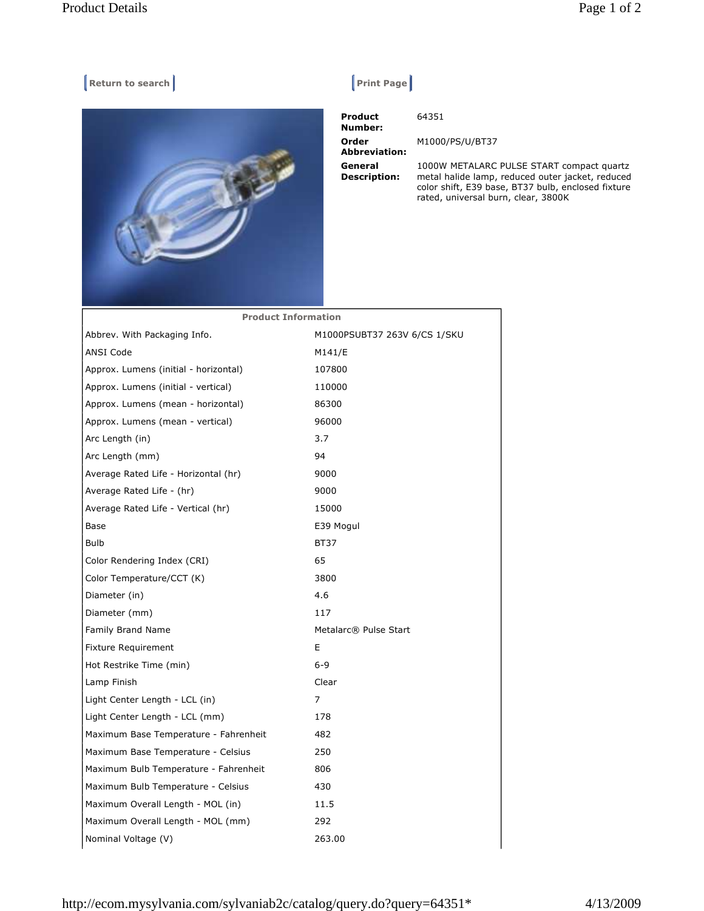Return to search | Print Page

**Product Number:** 64351

**Order Abbreviation:** M1000/PS/U/BT37

**General Description:** 1000W METALARC PULSE START compact quartz metal halide lamp, reduced outer jacket, reduced color shift, E39 base, BT37 bulb, enclosed fixture rated, universal burn, clear, 3800K

| Product Information | |
|---|---|
| Abbrev. With Packaging Info. | M1000PSUBT37 263V 6/CS 1/SKU |
| ANSI Code | M141/E |
| Approx. Lumens (initial - horizontal) | 107800 |
| Approx. Lumens (initial - vertical) | 110000 |
| Approx. Lumens (mean - horizontal) | 86300 |
| Approx. Lumens (mean - vertical) | 96000 |
| Arc Length (in) | 3.7 |
| Arc Length (mm) | 94 |
| Average Rated Life - Horizontal (hr) | 9000 |
| Average Rated Life - (hr) | 9000 |
| Average Rated Life - Vertical (hr) | 15000 |
| Base | E39 Mogul |
| Bulb | BT37 |
| Color Rendering Index (CRI) | 65 |
| Color Temperature/CCT (K) | 3800 |
| Diameter (in) | 4.6 |
| Diameter (mm) | 117 |
| Family Brand Name | Metalarc® Pulse Start |
| Fixture Requirement | E |
| Hot Restrike Time (min) | 6-9 |
| Lamp Finish | Clear |
| Light Center Length - LCL (in) | 7 |
| Light Center Length - LCL (mm) | 178 |
| Maximum Base Temperature - Fahrenheit | 482 |
| Maximum Base Temperature - Celsius | 250 |
| Maximum Bulb Temperature - Fahrenheit | 806 |
| Maximum Bulb Temperature - Celsius | 430 |
| Maximum Overall Length - MOL (in) | 11.5 |
| Maximum Overall Length - MOL (mm) | 292 |
| Nominal Voltage (V) | 263.00 |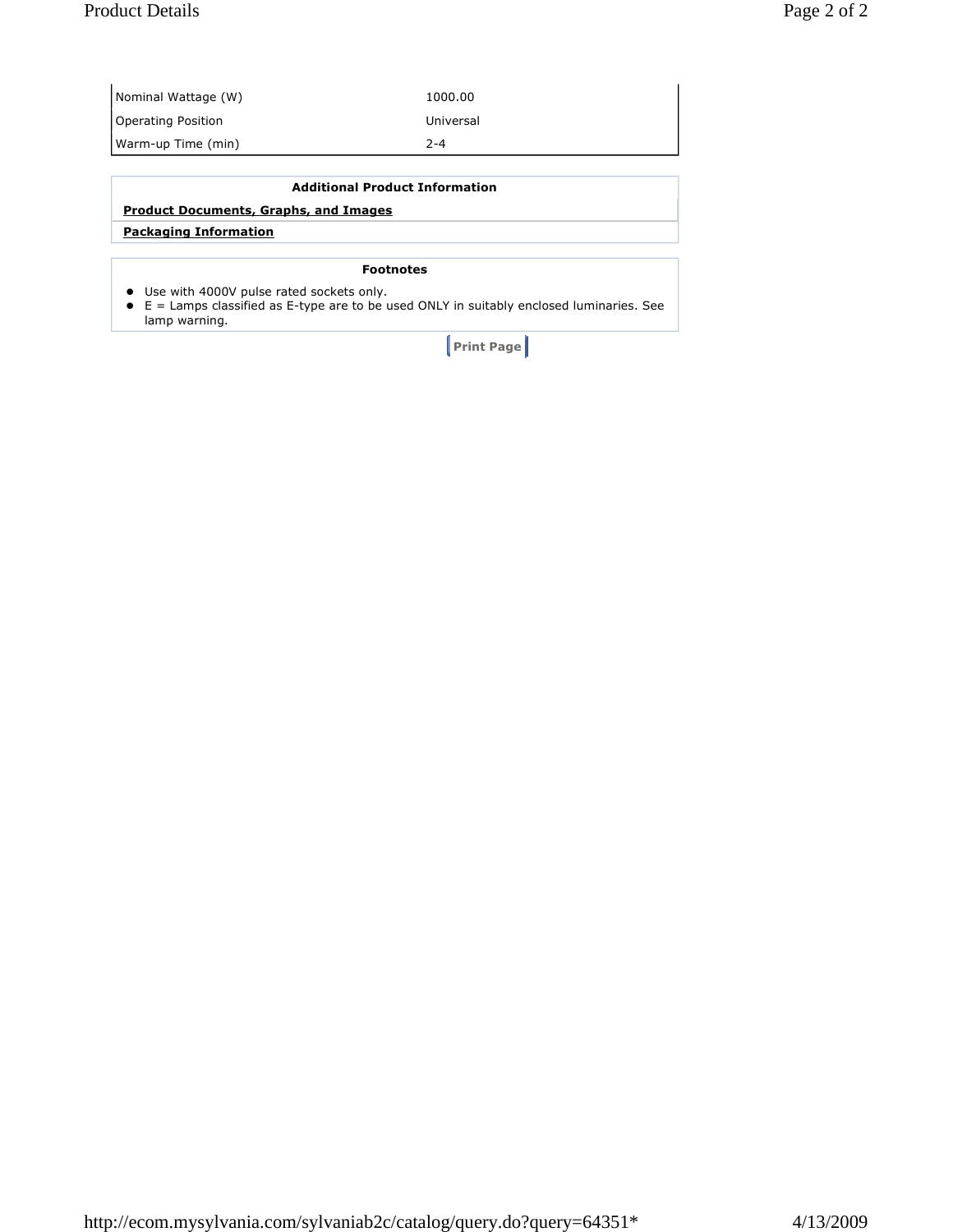| | |
|---|---|
| Nominal Wattage (W) | 1000.00 |
| Operating Position | Universal |
| Warm-up Time (min) | 2-4 |

**Additional Product Information**

**Product Documents, Graphs, and Images**

**Packaging Information**

**Footnotes**

- Use with 4000V pulse rated sockets only.
- E = Lamps classified as E-type are to be used ONLY in suitably enclosed luminaries. See lamp warning.

Print Page